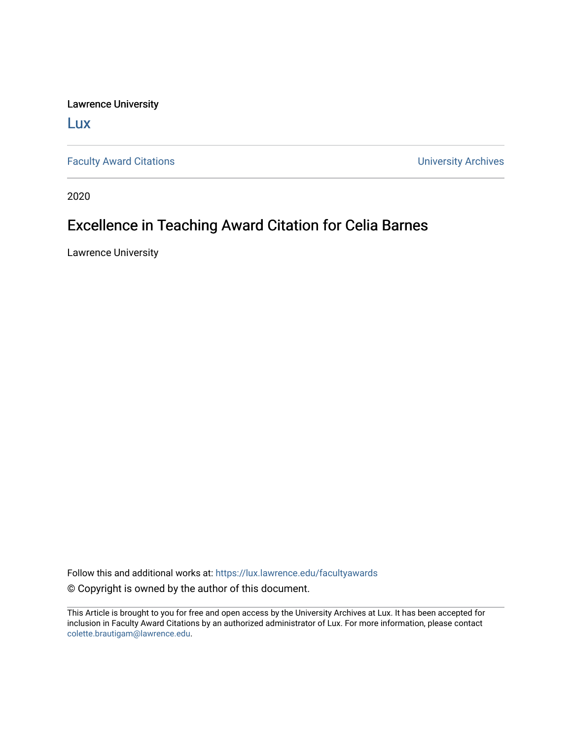Lawrence University

Lux

Faculty Award Citations | University Archives

2020

# Excellence in Teaching Award Citation for Celia Barnes

Lawrence University

Follow this and additional works at: https://lux.lawrence.edu/facultyawards

© Copyright is owned by the author of this document.

This Article is brought to you for free and open access by the University Archives at Lux. It has been accepted for inclusion in Faculty Award Citations by an authorized administrator of Lux. For more information, please contact colette.brautigam@lawrence.edu.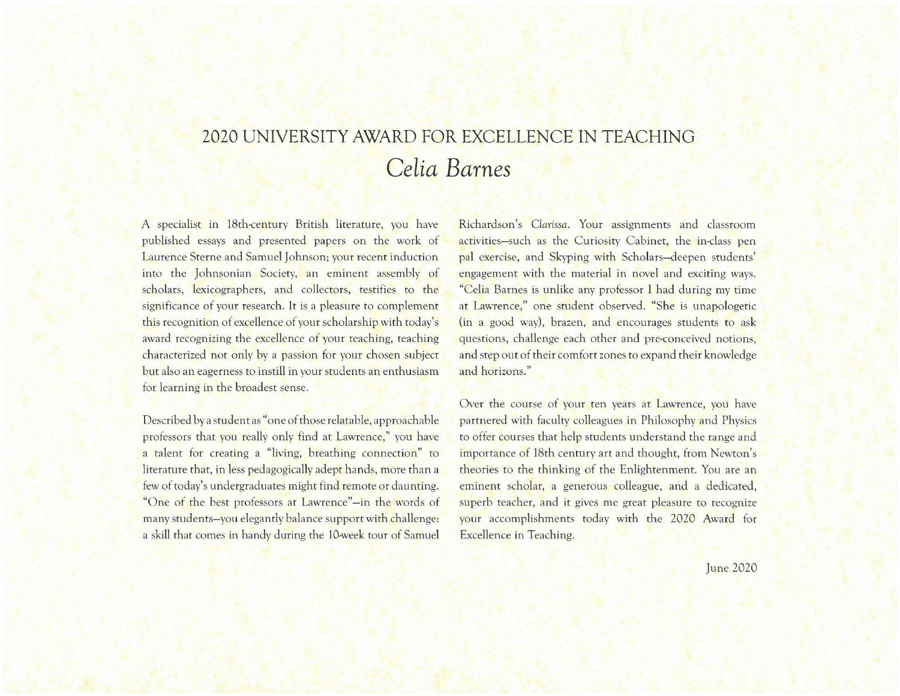# 2020 UNIVERSITY AWARD FOR EXCELLENCE IN TEACHING

## *Celia Barnes*

A specialist in 18th-century British literature, you have published essays and presented papers on the work of Laurence Sterne and Samuel Johnson; your recent induction into the Johnsonian Society, an eminent assembly of scholars, lexicographers, and collectors, testifies to the significance of your research. It is a pleasure to complement this recognition of excellence of your scholarship with today's award recognizing the excellence of your teaching, teaching characterized not only by a passion for your chosen subject but also an eagerness to instill in your students an enthusiasm for learning in the broadest sense.

Described by a student as "one of those relatable, approachable professors that you really only find at Lawrence," you have a talent for creating a "living, breathing connection" to literature that, in less pedagogically adept hands, more than a few of today's undergraduates might find remote or daunting. "One of the best professors at Lawrence"—in the words of many students—you elegantly balance support with challenge: a skill that comes in handy during the 10-week tour of Samuel Richardson's *Clarissa*. Your assignments and classroom activities—such as the Curiosity Cabinet, the in-class pen pal exercise, and Skyping with Scholars—deepen students' engagement with the material in novel and exciting ways. "Celia Barnes is unlike any professor I had during my time at Lawrence," one student observed. "She is unapologetic (in a good way), brazen, and encourages students to ask questions, challenge each other and pre-conceived notions, and step out of their comfort zones to expand their knowledge and horizons."

Over the course of your ten years at Lawrence, you have partnered with faculty colleagues in Philosophy and Physics to offer courses that help students understand the range and importance of 18th century art and thought, from Newton's theories to the thinking of the Enlightenment. You are an eminent scholar, a generous colleague, and a dedicated, superb teacher, and it gives me great pleasure to recognize your accomplishments today with the 2020 Award for Excellence in Teaching.

June 2020